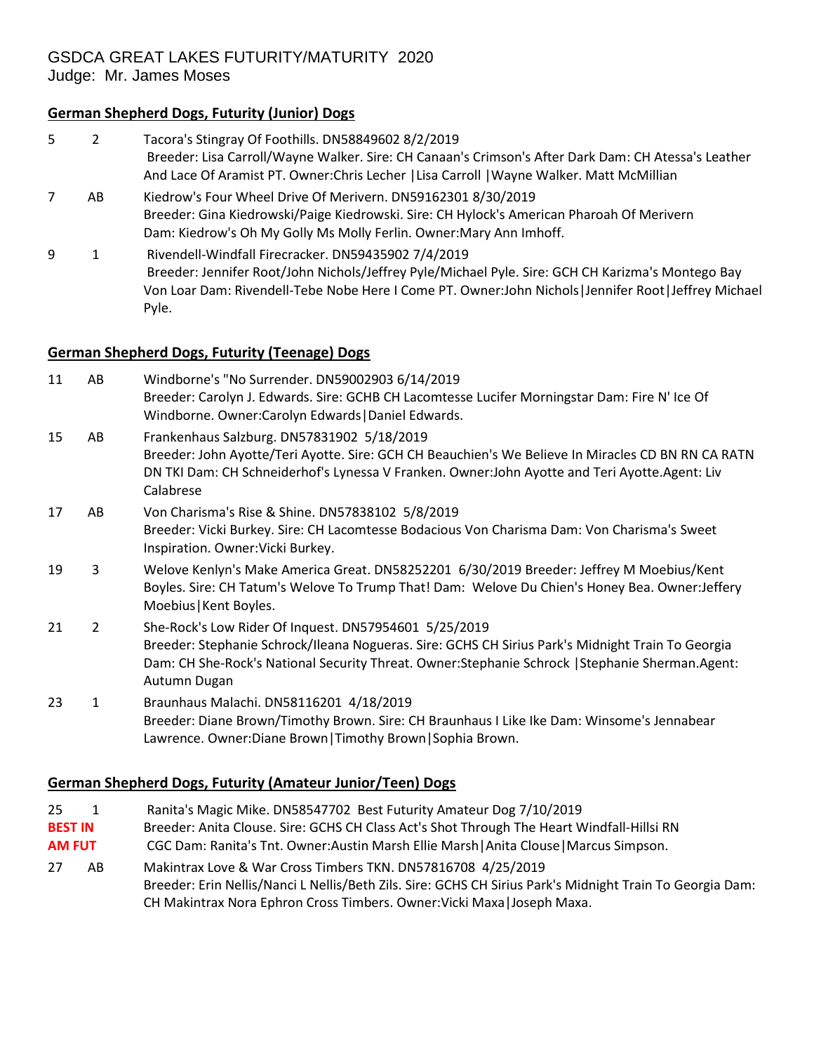GSDCA GREAT LAKES FUTURITY/MATURITY 2020
Judge: Mr. James Moses

## German Shepherd Dogs, Futurity (Junior) Dogs

5 2 Tacora's Stingray Of Foothills. DN58849602 8/2/2019
Breeder: Lisa Carroll/Wayne Walker. Sire: CH Canaan's Crimson's After Dark Dam: CH Atessa's Leather And Lace Of Aramist PT. Owner:Chris Lecher |Lisa Carroll |Wayne Walker. Matt McMillian

7 AB Kiedrow's Four Wheel Drive Of Merivern. DN59162301 8/30/2019
Breeder: Gina Kiedrowski/Paige Kiedrowski. Sire: CH Hylock's American Pharoah Of Merivern Dam: Kiedrow's Oh My Golly Ms Molly Ferlin. Owner:Mary Ann Imhoff.

9 1 Rivendell-Windfall Firecracker. DN59435902 7/4/2019
Breeder: Jennifer Root/John Nichols/Jeffrey Pyle/Michael Pyle. Sire: GCH CH Karizma's Montego Bay Von Loar Dam: Rivendell-Tebe Nobe Here I Come PT. Owner:John Nichols|Jennifer Root|Jeffrey Michael Pyle.

## German Shepherd Dogs, Futurity (Teenage) Dogs

11 AB Windborne's "No Surrender. DN59002903 6/14/2019
Breeder: Carolyn J. Edwards. Sire: GCHB CH Lacomtesse Lucifer Morningstar Dam: Fire N' Ice Of Windborne. Owner:Carolyn Edwards|Daniel Edwards.

15 AB Frankenhaus Salzburg. DN57831902 5/18/2019
Breeder: John Ayotte/Teri Ayotte. Sire: GCH CH Beauchien's We Believe In Miracles CD BN RN CA RATN DN TKI Dam: CH Schneiderhof's Lynessa V Franken. Owner:John Ayotte and Teri Ayotte.Agent: Liv Calabrese

17 AB Von Charisma's Rise & Shine. DN57838102 5/8/2019
Breeder: Vicki Burkey. Sire: CH Lacomtesse Bodacious Von Charisma Dam: Von Charisma's Sweet Inspiration. Owner:Vicki Burkey.

19 3 Welove Kenlyn's Make America Great. DN58252201 6/30/2019 Breeder: Jeffrey M Moebius/Kent Boyles. Sire: CH Tatum's Welove To Trump That! Dam: Welove Du Chien's Honey Bea. Owner:Jeffery Moebius|Kent Boyles.

21 2 She-Rock's Low Rider Of Inquest. DN57954601 5/25/2019
Breeder: Stephanie Schrock/Ileana Nogueras. Sire: GCHS CH Sirius Park's Midnight Train To Georgia Dam: CH She-Rock's National Security Threat. Owner:Stephanie Schrock |Stephanie Sherman.Agent: Autumn Dugan

23 1 Braunhaus Malachi. DN58116201 4/18/2019
Breeder: Diane Brown/Timothy Brown. Sire: CH Braunhaus I Like Ike Dam: Winsome's Jennabear Lawrence. Owner:Diane Brown|Timothy Brown|Sophia Brown.

## German Shepherd Dogs, Futurity (Amateur Junior/Teen) Dogs

25 1 **BEST IN AM FUT** Ranita's Magic Mike. DN58547702 Best Futurity Amateur Dog 7/10/2019
Breeder: Anita Clouse. Sire: GCHS CH Class Act's Shot Through The Heart Windfall-Hillsi RN CGC Dam: Ranita's Tnt. Owner:Austin Marsh Ellie Marsh|Anita Clouse|Marcus Simpson.

27 AB Makintrax Love & War Cross Timbers TKN. DN57816708 4/25/2019
Breeder: Erin Nellis/Nanci L Nellis/Beth Zils. Sire: GCHS CH Sirius Park's Midnight Train To Georgia Dam: CH Makintrax Nora Ephron Cross Timbers. Owner:Vicki Maxa|Joseph Maxa.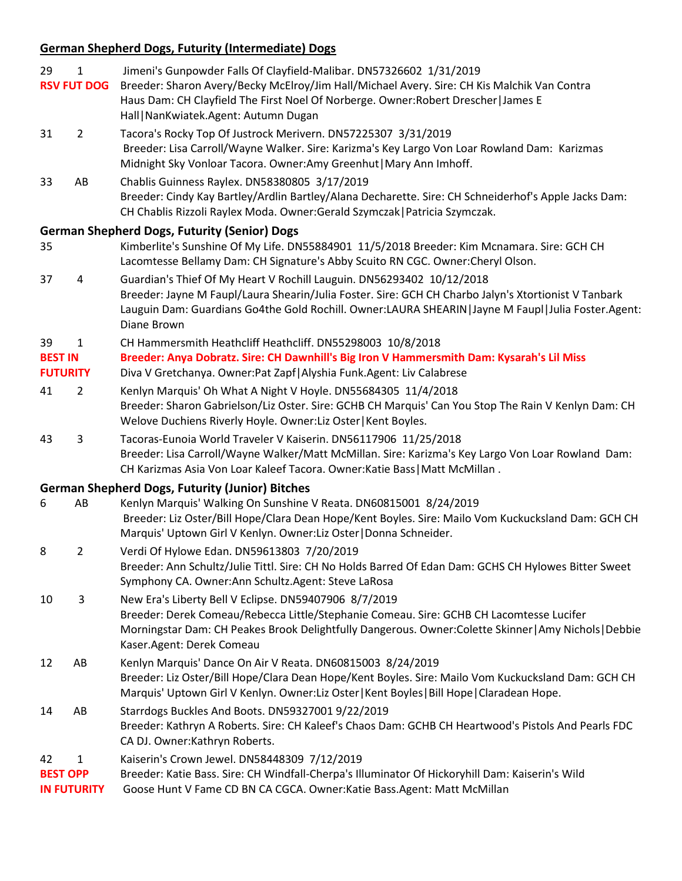## German Shepherd Dogs, Futurity (Intermediate) Dogs

29 1 Jimeni's Gunpowder Falls Of Clayfield-Malibar. DN57326602 1/31/2019
**RSV FUT DOG** Breeder: Sharon Avery/Becky McElroy/Jim Hall/Michael Avery. Sire: CH Kis Malchik Van Contra Haus Dam: CH Clayfield The First Noel Of Norberge. Owner:Robert Drescher|James E Hall|NanKwiatek.Agent: Autumn Dugan

31 2 Tacora's Rocky Top Of Justrock Merivern. DN57225307 3/31/2019
Breeder: Lisa Carroll/Wayne Walker. Sire: Karizma's Key Largo Von Loar Rowland Dam: Karizmas Midnight Sky Vonloar Tacora. Owner:Amy Greenhut|Mary Ann Imhoff.

33 AB Chablis Guinness Raylex. DN58380805 3/17/2019
Breeder: Cindy Kay Bartley/Ardlin Bartley/Alana Decharette. Sire: CH Schneiderhof's Apple Jacks Dam: CH Chablis Rizzoli Raylex Moda. Owner:Gerald Szymczak|Patricia Szymczak.

## German Shepherd Dogs, Futurity (Senior) Dogs

35 Kimberlite's Sunshine Of My Life. DN55884901 11/5/2018 Breeder: Kim Mcnamara. Sire: GCH CH Lacomtesse Bellamy Dam: CH Signature's Abby Scuito RN CGC. Owner:Cheryl Olson.

37 4 Guardian's Thief Of My Heart V Rochill Lauguin. DN56293402 10/12/2018
Breeder: Jayne M Faupl/Laura Shearin/Julia Foster. Sire: GCH CH Charbo Jalyn's Xtortionist V Tanbark Lauguin Dam: Guardians Go4the Gold Rochill. Owner:LAURA SHEARIN|Jayne M Faupl|Julia Foster.Agent: Diane Brown

39 1 CH Hammersmith Heathcliff Heathcliff. DN55298003 10/8/2018
**BEST IN FUTURITY** **Breeder: Anya Dobratz. Sire: CH Dawnhill's Big Iron V Hammersmith Dam: Kysarah's Lil Miss** Diva V Gretchanya. Owner:Pat Zapf|Alyshia Funk.Agent: Liv Calabrese

41 2 Kenlyn Marquis' Oh What A Night V Hoyle. DN55684305 11/4/2018
Breeder: Sharon Gabrielson/Liz Oster. Sire: GCHB CH Marquis' Can You Stop The Rain V Kenlyn Dam: CH Welove Duchiens Riverly Hoyle. Owner:Liz Oster|Kent Boyles.

43 3 Tacoras-Eunoia World Traveler V Kaiserin. DN56117906 11/25/2018
Breeder: Lisa Carroll/Wayne Walker/Matt McMillan. Sire: Karizma's Key Largo Von Loar Rowland Dam: CH Karizmas Asia Von Loar Kaleef Tacora. Owner:Katie Bass|Matt McMillan .

## German Shepherd Dogs, Futurity (Junior) Bitches

6 AB Kenlyn Marquis' Walking On Sunshine V Reata. DN60815001 8/24/2019
Breeder: Liz Oster/Bill Hope/Clara Dean Hope/Kent Boyles. Sire: Mailo Vom Kuckucksland Dam: GCH CH Marquis' Uptown Girl V Kenlyn. Owner:Liz Oster|Donna Schneider.

8 2 Verdi Of Hylowe Edan. DN59613803 7/20/2019
Breeder: Ann Schultz/Julie Tittl. Sire: CH No Holds Barred Of Edan Dam: GCHS CH Hylowes Bitter Sweet Symphony CA. Owner:Ann Schultz.Agent: Steve LaRosa

10 3 New Era's Liberty Bell V Eclipse. DN59407906 8/7/2019
Breeder: Derek Comeau/Rebecca Little/Stephanie Comeau. Sire: GCHB CH Lacomtesse Lucifer Morningstar Dam: CH Peakes Brook Delightfully Dangerous. Owner:Colette Skinner|Amy Nichols|Debbie Kaser.Agent: Derek Comeau

12 AB Kenlyn Marquis' Dance On Air V Reata. DN60815003 8/24/2019
Breeder: Liz Oster/Bill Hope/Clara Dean Hope/Kent Boyles. Sire: Mailo Vom Kuckucksland Dam: GCH CH Marquis' Uptown Girl V Kenlyn. Owner:Liz Oster|Kent Boyles|Bill Hope|Claradean Hope.

14 AB Starrdogs Buckles And Boots. DN59327001 9/22/2019
Breeder: Kathryn A Roberts. Sire: CH Kaleef's Chaos Dam: GCHB CH Heartwood's Pistols And Pearls FDC CA DJ. Owner:Kathryn Roberts.

42 1 Kaiserin's Crown Jewel. DN58448309 7/12/2019
**BEST OPP IN FUTURITY** Breeder: Katie Bass. Sire: CH Windfall-Cherpa's Illuminator Of Hickoryhill Dam: Kaiserin's Wild Goose Hunt V Fame CD BN CA CGCA. Owner:Katie Bass.Agent: Matt McMillan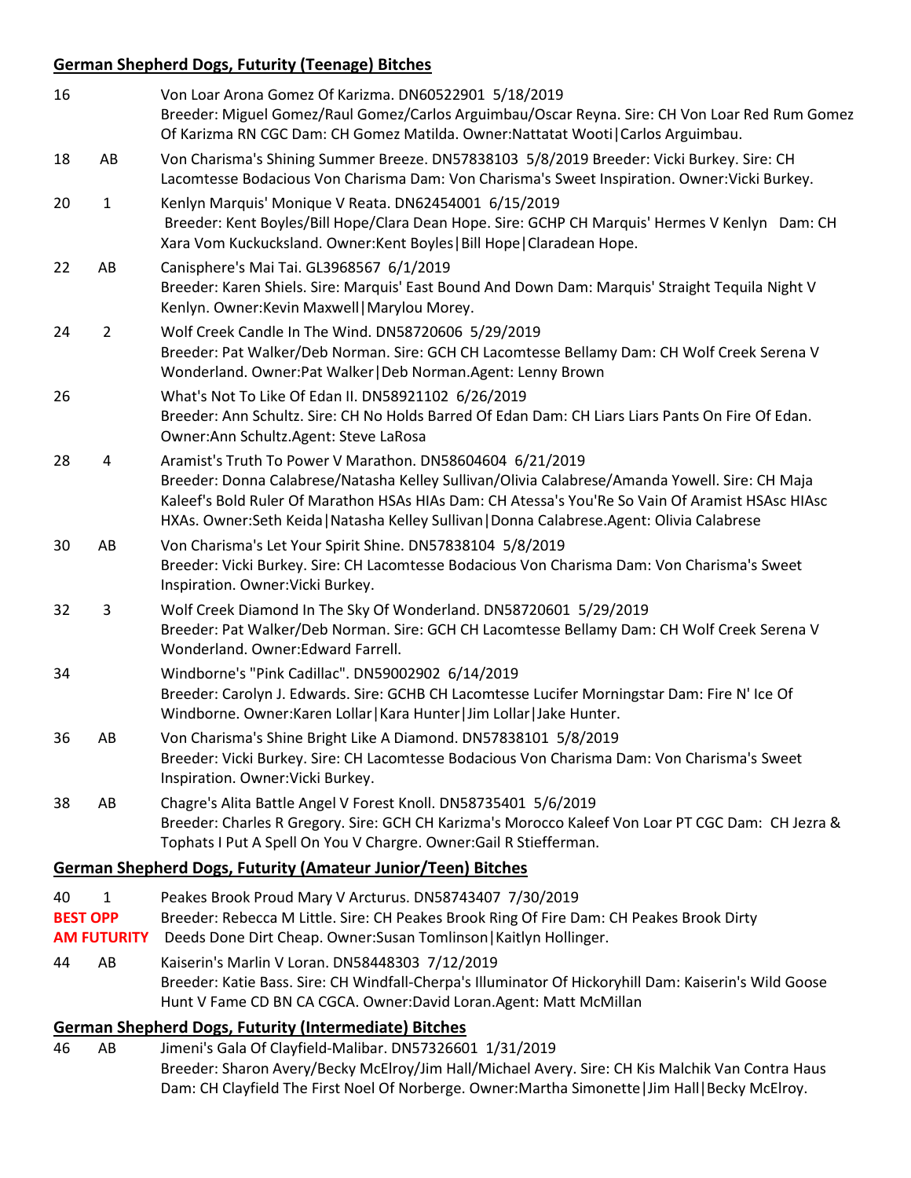## German Shepherd Dogs, Futurity (Teenage) Bitches

16 Von Loar Arona Gomez Of Karizma. DN60522901 5/18/2019
Breeder: Miguel Gomez/Raul Gomez/Carlos Arguimbau/Oscar Reyna. Sire: CH Von Loar Red Rum Gomez Of Karizma RN CGC Dam: CH Gomez Matilda. Owner:Nattatat Wooti|Carlos Arguimbau.

18 AB Von Charisma's Shining Summer Breeze. DN57838103 5/8/2019 Breeder: Vicki Burkey. Sire: CH Lacomtesse Bodacious Von Charisma Dam: Von Charisma's Sweet Inspiration. Owner:Vicki Burkey.

20 1 Kenlyn Marquis' Monique V Reata. DN62454001 6/15/2019
Breeder: Kent Boyles/Bill Hope/Clara Dean Hope. Sire: GCHP CH Marquis' Hermes V Kenlyn Dam: CH Xara Vom Kuckucksland. Owner:Kent Boyles|Bill Hope|Claradean Hope.

22 AB Canisphere's Mai Tai. GL3968567 6/1/2019
Breeder: Karen Shiels. Sire: Marquis' East Bound And Down Dam: Marquis' Straight Tequila Night V Kenlyn. Owner:Kevin Maxwell|Marylou Morey.

24 2 Wolf Creek Candle In The Wind. DN58720606 5/29/2019
Breeder: Pat Walker/Deb Norman. Sire: GCH CH Lacomtesse Bellamy Dam: CH Wolf Creek Serena V Wonderland. Owner:Pat Walker|Deb Norman.Agent: Lenny Brown

26 What's Not To Like Of Edan II. DN58921102 6/26/2019
Breeder: Ann Schultz. Sire: CH No Holds Barred Of Edan Dam: CH Liars Liars Pants On Fire Of Edan. Owner:Ann Schultz.Agent: Steve LaRosa

28 4 Aramist's Truth To Power V Marathon. DN58604604 6/21/2019
Breeder: Donna Calabrese/Natasha Kelley Sullivan/Olivia Calabrese/Amanda Yowell. Sire: CH Maja Kaleef's Bold Ruler Of Marathon HSAs HIAs Dam: CH Atessa's You'Re So Vain Of Aramist HSAsc HIAsc HXAs. Owner:Seth Keida|Natasha Kelley Sullivan|Donna Calabrese.Agent: Olivia Calabrese

30 AB Von Charisma's Let Your Spirit Shine. DN57838104 5/8/2019
Breeder: Vicki Burkey. Sire: CH Lacomtesse Bodacious Von Charisma Dam: Von Charisma's Sweet Inspiration. Owner:Vicki Burkey.

32 3 Wolf Creek Diamond In The Sky Of Wonderland. DN58720601 5/29/2019
Breeder: Pat Walker/Deb Norman. Sire: GCH CH Lacomtesse Bellamy Dam: CH Wolf Creek Serena V Wonderland. Owner:Edward Farrell.

34 Windborne's "Pink Cadillac". DN59002902 6/14/2019
Breeder: Carolyn J. Edwards. Sire: GCHB CH Lacomtesse Lucifer Morningstar Dam: Fire N' Ice Of Windborne. Owner:Karen Lollar|Kara Hunter|Jim Lollar|Jake Hunter.

36 AB Von Charisma's Shine Bright Like A Diamond. DN57838101 5/8/2019
Breeder: Vicki Burkey. Sire: CH Lacomtesse Bodacious Von Charisma Dam: Von Charisma's Sweet Inspiration. Owner:Vicki Burkey.

38 AB Chagre's Alita Battle Angel V Forest Knoll. DN58735401 5/6/2019
Breeder: Charles R Gregory. Sire: GCH CH Karizma's Morocco Kaleef Von Loar PT CGC Dam: CH Jezra & Tophats I Put A Spell On You V Chargre. Owner:Gail R Stiefferman.

## German Shepherd Dogs, Futurity (Amateur Junior/Teen) Bitches

40 1 **BEST OPP AM FUTURITY** Peakes Brook Proud Mary V Arcturus. DN58743407 7/30/2019
Breeder: Rebecca M Little. Sire: CH Peakes Brook Ring Of Fire Dam: CH Peakes Brook Dirty Deeds Done Dirt Cheap. Owner:Susan Tomlinson|Kaitlyn Hollinger.

44 AB Kaiserin's Marlin V Loran. DN58448303 7/12/2019
Breeder: Katie Bass. Sire: CH Windfall-Cherpa's Illuminator Of Hickoryhill Dam: Kaiserin's Wild Goose Hunt V Fame CD BN CA CGCA. Owner:David Loran.Agent: Matt McMillan

## German Shepherd Dogs, Futurity (Intermediate) Bitches

46 AB Jimeni's Gala Of Clayfield-Malibar. DN57326601 1/31/2019
Breeder: Sharon Avery/Becky McElroy/Jim Hall/Michael Avery. Sire: CH Kis Malchik Van Contra Haus Dam: CH Clayfield The First Noel Of Norberge. Owner:Martha Simonette|Jim Hall|Becky McElroy.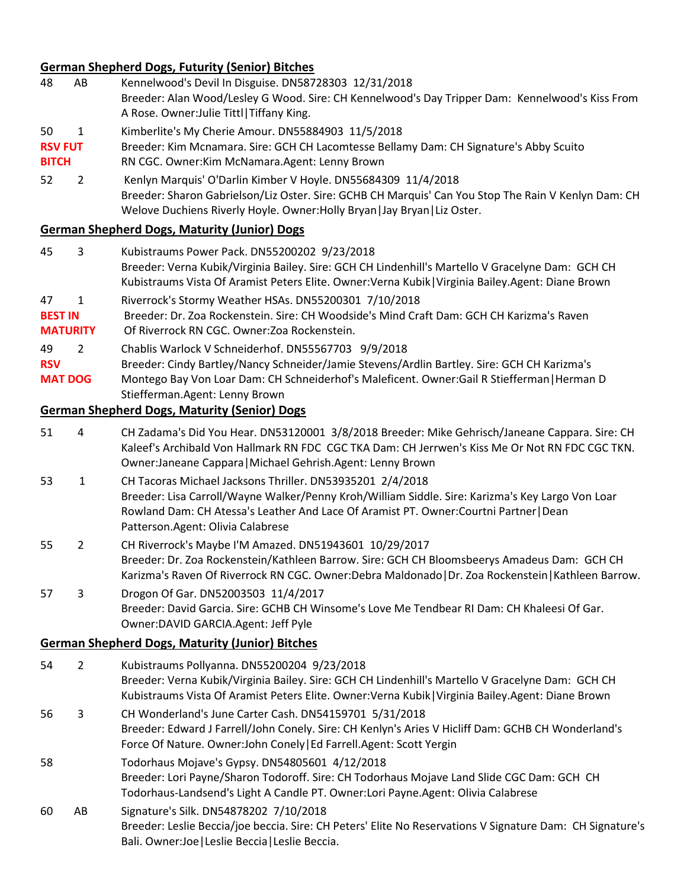## German Shepherd Dogs, Futurity (Senior) Bitches

48 AB Kennelwood's Devil In Disguise. DN58728303 12/31/2018
Breeder: Alan Wood/Lesley G Wood. Sire: CH Kennelwood's Day Tripper Dam: Kennelwood's Kiss From A Rose. Owner:Julie Tittl|Tiffany King.

50 1 **RSV FUT BITCH** Kimberlite's My Cherie Amour. DN55884903 11/5/2018
Breeder: Kim Mcnamara. Sire: GCH CH Lacomtesse Bellamy Dam: CH Signature's Abby Scuito RN CGC. Owner:Kim McNamara.Agent: Lenny Brown

52 2 Kenlyn Marquis' O'Darlin Kimber V Hoyle. DN55684309 11/4/2018
Breeder: Sharon Gabrielson/Liz Oster. Sire: GCHB CH Marquis' Can You Stop The Rain V Kenlyn Dam: CH Welove Duchiens Riverly Hoyle. Owner:Holly Bryan|Jay Bryan|Liz Oster.

## German Shepherd Dogs, Maturity (Junior) Dogs

45 3 Kubistraums Power Pack. DN55200202 9/23/2018
Breeder: Verna Kubik/Virginia Bailey. Sire: GCH CH Lindenhill's Martello V Gracelyne Dam: GCH CH Kubistraums Vista Of Aramist Peters Elite. Owner:Verna Kubik|Virginia Bailey.Agent: Diane Brown

47 1 **BEST IN MATURITY** Riverrock's Stormy Weather HSAs. DN55200301 7/10/2018
Breeder: Dr. Zoa Rockenstein. Sire: CH Woodside's Mind Craft Dam: GCH CH Karizma's Raven Of Riverrock RN CGC. Owner:Zoa Rockenstein.

49 2 **RSV MAT DOG** Chablis Warlock V Schneiderhof. DN55567703 9/9/2018
Breeder: Cindy Bartley/Nancy Schneider/Jamie Stevens/Ardlin Bartley. Sire: GCH CH Karizma's Montego Bay Von Loar Dam: CH Schneiderhof's Maleficent. Owner:Gail R Stiefferman|Herman D Stiefferman.Agent: Lenny Brown

## German Shepherd Dogs, Maturity (Senior) Dogs

51 4 CH Zadama's Did You Hear. DN53120001 3/8/2018 Breeder: Mike Gehrisch/Janeane Cappara. Sire: CH Kaleef's Archibald Von Hallmark RN FDC CGC TKA Dam: CH Jerrwen's Kiss Me Or Not RN FDC CGC TKN. Owner:Janeane Cappara|Michael Gehrish.Agent: Lenny Brown

53 1 CH Tacoras Michael Jacksons Thriller. DN53935201 2/4/2018
Breeder: Lisa Carroll/Wayne Walker/Penny Kroh/William Siddle. Sire: Karizma's Key Largo Von Loar Rowland Dam: CH Atessa's Leather And Lace Of Aramist PT. Owner:Courtni Partner|Dean Patterson.Agent: Olivia Calabrese

55 2 CH Riverrock's Maybe I'M Amazed. DN51943601 10/29/2017
Breeder: Dr. Zoa Rockenstein/Kathleen Barrow. Sire: GCH CH Bloomsbeerys Amadeus Dam: GCH CH Karizma's Raven Of Riverrock RN CGC. Owner:Debra Maldonado|Dr. Zoa Rockenstein|Kathleen Barrow.

57 3 Drogon Of Gar. DN52003503 11/4/2017
Breeder: David Garcia. Sire: GCHB CH Winsome's Love Me Tendbear RI Dam: CH Khaleesi Of Gar. Owner:DAVID GARCIA.Agent: Jeff Pyle

## German Shepherd Dogs, Maturity (Junior) Bitches

54 2 Kubistraums Pollyanna. DN55200204 9/23/2018
Breeder: Verna Kubik/Virginia Bailey. Sire: GCH CH Lindenhill's Martello V Gracelyne Dam: GCH CH Kubistraums Vista Of Aramist Peters Elite. Owner:Verna Kubik|Virginia Bailey.Agent: Diane Brown

56 3 CH Wonderland's June Carter Cash. DN54159701 5/31/2018
Breeder: Edward J Farrell/John Conely. Sire: CH Kenlyn's Aries V Hicliff Dam: GCHB CH Wonderland's Force Of Nature. Owner:John Conely|Ed Farrell.Agent: Scott Yergin

58 Todorhaus Mojave's Gypsy. DN54805601 4/12/2018
Breeder: Lori Payne/Sharon Todoroff. Sire: CH Todorhaus Mojave Land Slide CGC Dam: GCH CH Todorhaus-Landsend's Light A Candle PT. Owner:Lori Payne.Agent: Olivia Calabrese

60 AB Signature's Silk. DN54878202 7/10/2018
Breeder: Leslie Beccia/joe beccia. Sire: CH Peters' Elite No Reservations V Signature Dam: CH Signature's Bali. Owner:Joe|Leslie Beccia|Leslie Beccia.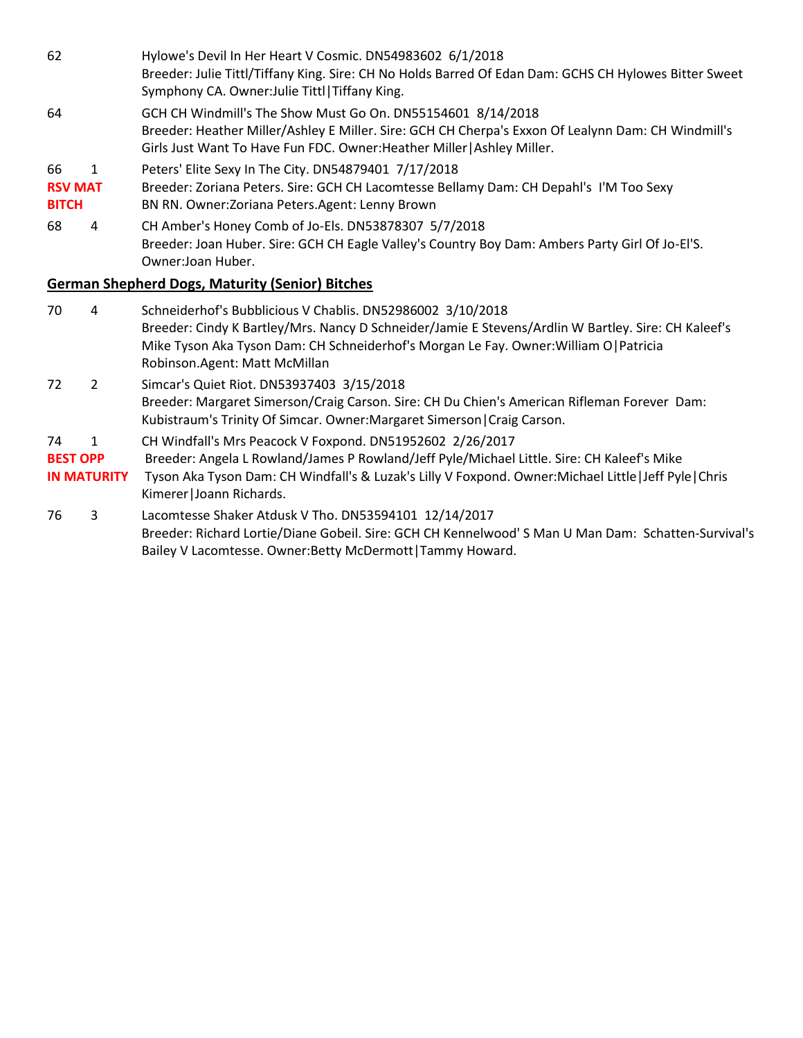62 Hylowe's Devil In Her Heart V Cosmic. DN54983602 6/1/2018
Breeder: Julie Tittl/Tiffany King. Sire: CH No Holds Barred Of Edan Dam: GCHS CH Hylowes Bitter Sweet Symphony CA. Owner:Julie Tittl|Tiffany King.

64 GCH CH Windmill's The Show Must Go On. DN55154601 8/14/2018
Breeder: Heather Miller/Ashley E Miller. Sire: GCH CH Cherpa's Exxon Of Lealynn Dam: CH Windmill's Girls Just Want To Have Fun FDC. Owner:Heather Miller|Ashley Miller.

66 1 **RSV MAT BITCH** Peters' Elite Sexy In The City. DN54879401 7/17/2018
Breeder: Zoriana Peters. Sire: GCH CH Lacomtesse Bellamy Dam: CH Depahl's I'M Too Sexy BN RN. Owner:Zoriana Peters.Agent: Lenny Brown

68 4 CH Amber's Honey Comb of Jo-Els. DN53878307 5/7/2018
Breeder: Joan Huber. Sire: GCH CH Eagle Valley's Country Boy Dam: Ambers Party Girl Of Jo-El'S. Owner:Joan Huber.

## German Shepherd Dogs, Maturity (Senior) Bitches

70 4 Schneiderhof's Bubblicious V Chablis. DN52986002 3/10/2018
Breeder: Cindy K Bartley/Mrs. Nancy D Schneider/Jamie E Stevens/Ardlin W Bartley. Sire: CH Kaleef's Mike Tyson Aka Tyson Dam: CH Schneiderhof's Morgan Le Fay. Owner:William O|Patricia Robinson.Agent: Matt McMillan

72 2 Simcar's Quiet Riot. DN53937403 3/15/2018
Breeder: Margaret Simerson/Craig Carson. Sire: CH Du Chien's American Rifleman Forever Dam: Kubistraum's Trinity Of Simcar. Owner:Margaret Simerson|Craig Carson.

74 1 **BEST OPP IN MATURITY** CH Windfall's Mrs Peacock V Foxpond. DN51952602 2/26/2017
Breeder: Angela L Rowland/James P Rowland/Jeff Pyle/Michael Little. Sire: CH Kaleef's Mike Tyson Aka Tyson Dam: CH Windfall's & Luzak's Lilly V Foxpond. Owner:Michael Little|Jeff Pyle|Chris Kimerer|Joann Richards.

76 3 Lacomtesse Shaker Atdusk V Tho. DN53594101 12/14/2017
Breeder: Richard Lortie/Diane Gobeil. Sire: GCH CH Kennelwood' S Man U Man Dam: Schatten-Survival's Bailey V Lacomtesse. Owner:Betty McDermott|Tammy Howard.